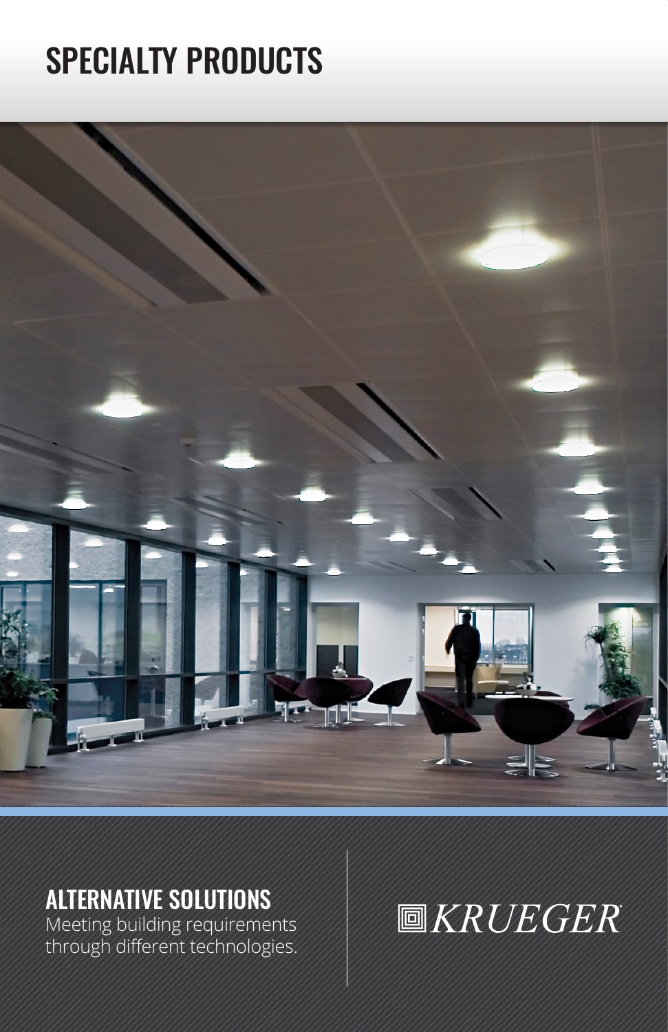# SPECIALTY PRODUCTS

## ALTERNATIVE SOLUTIONS

Meeting building requirements through different technologies.

KRUEGER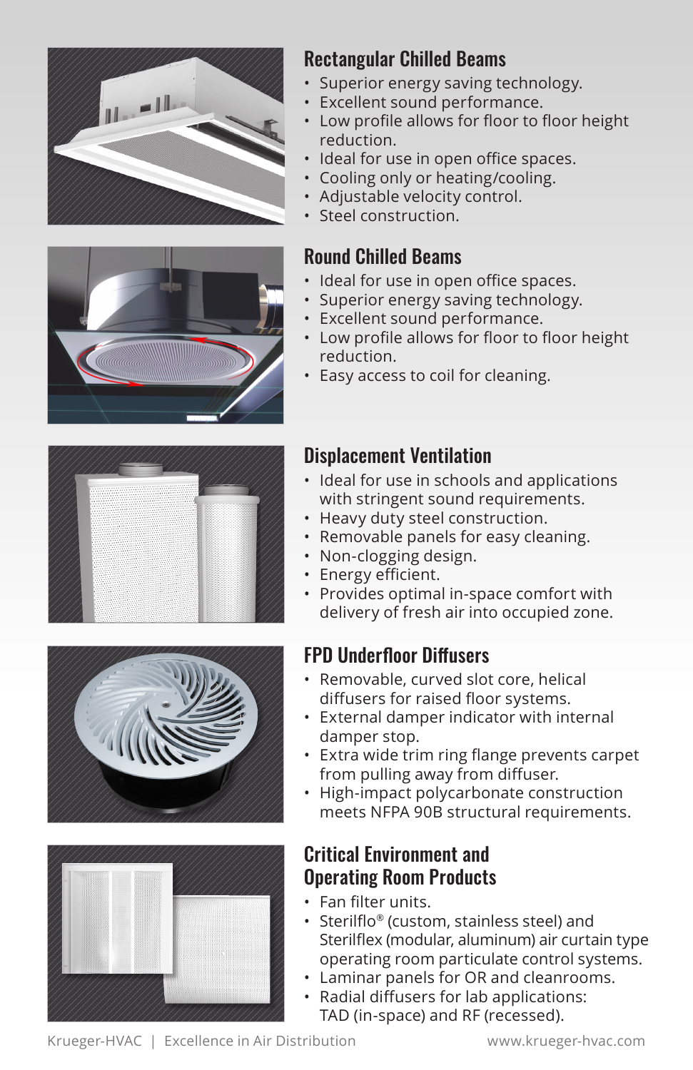## Rectangular Chilled Beams

- Superior energy saving technology.
- Excellent sound performance.
- Low profile allows for floor to floor height reduction.
- Ideal for use in open office spaces.
- Cooling only or heating/cooling.
- Adjustable velocity control.
- Steel construction.

## Round Chilled Beams

- Ideal for use in open office spaces.
- Superior energy saving technology.
- Excellent sound performance.
- Low profile allows for floor to floor height reduction.
- Easy access to coil for cleaning.

## Displacement Ventilation

- Ideal for use in schools and applications with stringent sound requirements.
- Heavy duty steel construction.
- Removable panels for easy cleaning.
- Non-clogging design.
- Energy efficient.
- Provides optimal in-space comfort with delivery of fresh air into occupied zone.

## FPD Underfloor Diffusers

- Removable, curved slot core, helical diffusers for raised floor systems.
- External damper indicator with internal damper stop.
- Extra wide trim ring flange prevents carpet from pulling away from diffuser.
- High-impact polycarbonate construction meets NFPA 90B structural requirements.

## Critical Environment and Operating Room Products

- Fan filter units.
- Sterilflo® (custom, stainless steel) and Sterilflex (modular, aluminum) air curtain type operating room particulate control systems.
- Laminar panels for OR and cleanrooms.
- Radial diffusers for lab applications: TAD (in-space) and RF (recessed).

Krueger-HVAC | Excellence in Air Distribution www.krueger-hvac.com